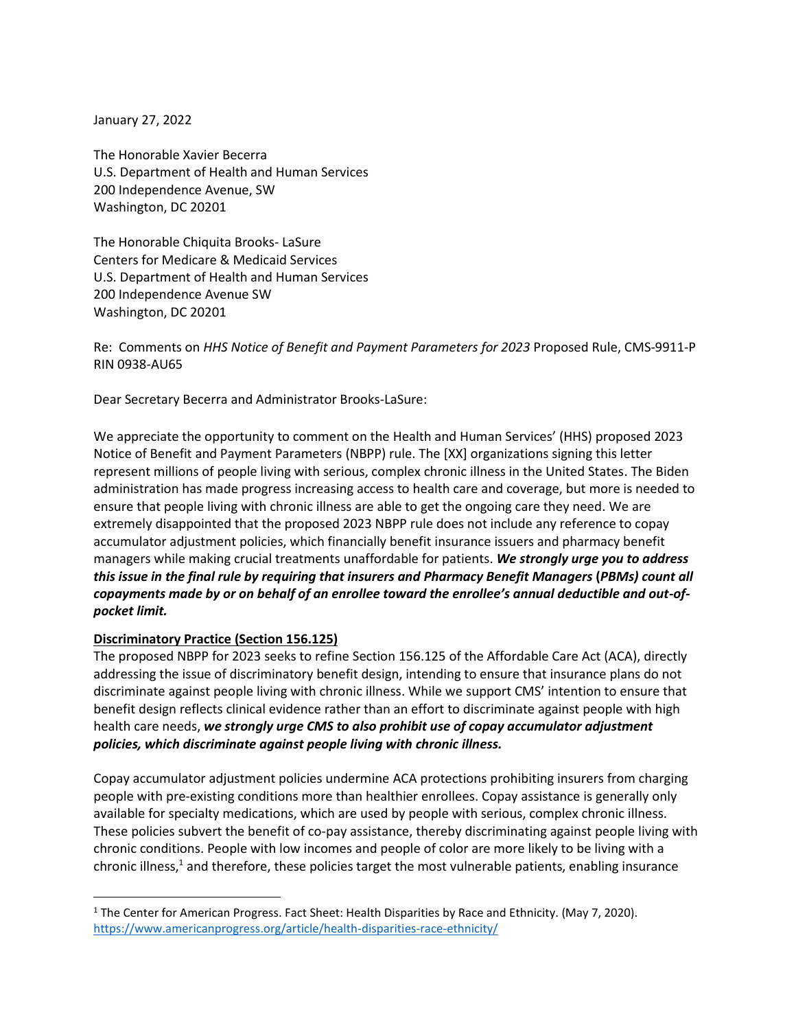January 27, 2022

The Honorable Xavier Becerra
U.S. Department of Health and Human Services
200 Independence Avenue, SW
Washington, DC 20201

The Honorable Chiquita Brooks- LaSure
Centers for Medicare & Medicaid Services
U.S. Department of Health and Human Services
200 Independence Avenue SW
Washington, DC 20201

Re: Comments on *HHS Notice of Benefit and Payment Parameters for 2023* Proposed Rule, CMS-9911-P RIN 0938-AU65

Dear Secretary Becerra and Administrator Brooks-LaSure:

We appreciate the opportunity to comment on the Health and Human Services' (HHS) proposed 2023 Notice of Benefit and Payment Parameters (NBPP) rule. The [XX] organizations signing this letter represent millions of people living with serious, complex chronic illness in the United States. The Biden administration has made progress increasing access to health care and coverage, but more is needed to ensure that people living with chronic illness are able to get the ongoing care they need. We are extremely disappointed that the proposed 2023 NBPP rule does not include any reference to copay accumulator adjustment policies, which financially benefit insurance issuers and pharmacy benefit managers while making crucial treatments unaffordable for patients. ***We strongly urge you to address this issue in the final rule by requiring that insurers and Pharmacy Benefit Managers*** **(*PBMs*)** ***count all copayments made by or on behalf of an enrollee toward the enrollee's annual deductible and out-of-pocket limit.***

**Discriminatory Practice (Section 156.125)**

The proposed NBPP for 2023 seeks to refine Section 156.125 of the Affordable Care Act (ACA), directly addressing the issue of discriminatory benefit design, intending to ensure that insurance plans do not discriminate against people living with chronic illness. While we support CMS' intention to ensure that benefit design reflects clinical evidence rather than an effort to discriminate against people with high health care needs, ***we strongly urge CMS to also prohibit use of copay accumulator adjustment policies, which discriminate against people living with chronic illness.***

Copay accumulator adjustment policies undermine ACA protections prohibiting insurers from charging people with pre-existing conditions more than healthier enrollees. Copay assistance is generally only available for specialty medications, which are used by people with serious, complex chronic illness. These policies subvert the benefit of co-pay assistance, thereby discriminating against people living with chronic conditions. People with low incomes and people of color are more likely to be living with a chronic illness,[1] and therefore, these policies target the most vulnerable patients, enabling insurance

[1] The Center for American Progress. Fact Sheet: Health Disparities by Race and Ethnicity. (May 7, 2020). https://www.americanprogress.org/article/health-disparities-race-ethnicity/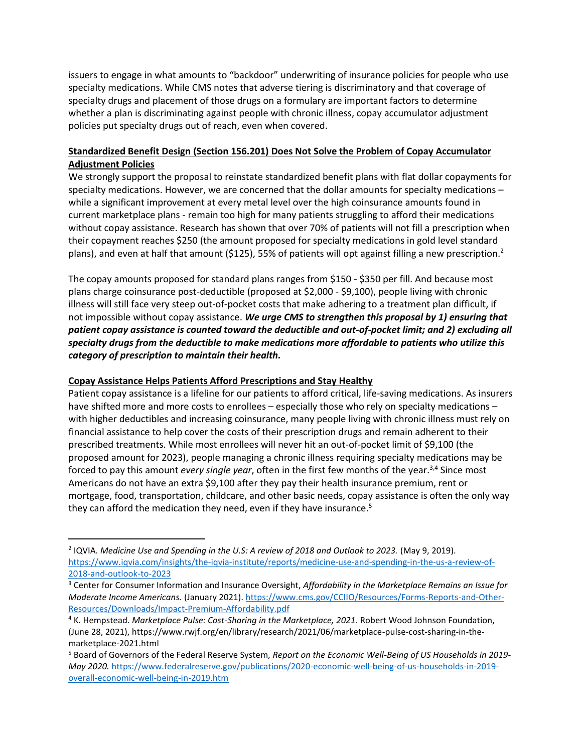issuers to engage in what amounts to "backdoor" underwriting of insurance policies for people who use specialty medications. While CMS notes that adverse tiering is discriminatory and that coverage of specialty drugs and placement of those drugs on a formulary are important factors to determine whether a plan is discriminating against people with chronic illness, copay accumulator adjustment policies put specialty drugs out of reach, even when covered.

**Standardized Benefit Design (Section 156.201) Does Not Solve the Problem of Copay Accumulator Adjustment Policies**

We strongly support the proposal to reinstate standardized benefit plans with flat dollar copayments for specialty medications. However, we are concerned that the dollar amounts for specialty medications – while a significant improvement at every metal level over the high coinsurance amounts found in current marketplace plans - remain too high for many patients struggling to afford their medications without copay assistance. Research has shown that over 70% of patients will not fill a prescription when their copayment reaches $250 (the amount proposed for specialty medications in gold level standard plans), and even at half that amount ($125), 55% of patients will opt against filling a new prescription.[2]

The copay amounts proposed for standard plans ranges from $150 - $350 per fill. And because most plans charge coinsurance post-deductible (proposed at $2,000 - $9,100), people living with chronic illness will still face very steep out-of-pocket costs that make adhering to a treatment plan difficult, if not impossible without copay assistance. ***We urge CMS to strengthen this proposal by 1) ensuring that patient copay assistance is counted toward the deductible and out-of-pocket limit; and 2) excluding all specialty drugs from the deductible to make medications more affordable to patients who utilize this category of prescription to maintain their health.***

**Copay Assistance Helps Patients Afford Prescriptions and Stay Healthy**

Patient copay assistance is a lifeline for our patients to afford critical, life-saving medications. As insurers have shifted more and more costs to enrollees – especially those who rely on specialty medications – with higher deductibles and increasing coinsurance, many people living with chronic illness must rely on financial assistance to help cover the costs of their prescription drugs and remain adherent to their prescribed treatments. While most enrollees will never hit an out-of-pocket limit of $9,100 (the proposed amount for 2023), people managing a chronic illness requiring specialty medications may be forced to pay this amount *every single year*, often in the first few months of the year.[3,4] Since most Americans do not have an extra $9,100 after they pay their health insurance premium, rent or mortgage, food, transportation, childcare, and other basic needs, copay assistance is often the only way they can afford the medication they need, even if they have insurance.[5]

---

[2] IQVIA. *Medicine Use and Spending in the U.S: A review of 2018 and Outlook to 2023.* (May 9, 2019). https://www.iqvia.com/insights/the-iqvia-institute/reports/medicine-use-and-spending-in-the-us-a-review-of-2018-and-outlook-to-2023

[3] Center for Consumer Information and Insurance Oversight, *Affordability in the Marketplace Remains an Issue for Moderate Income Americans.* (January 2021). https://www.cms.gov/CCIIO/Resources/Forms-Reports-and-Other-Resources/Downloads/Impact-Premium-Affordability.pdf

[4] K. Hempstead. *Marketplace Pulse: Cost-Sharing in the Marketplace, 2021*. Robert Wood Johnson Foundation, (June 28, 2021), https://www.rwjf.org/en/library/research/2021/06/marketplace-pulse-cost-sharing-in-the-marketplace-2021.html

[5] Board of Governors of the Federal Reserve System, *Report on the Economic Well-Being of US Households in 2019-May 2020.* https://www.federalreserve.gov/publications/2020-economic-well-being-of-us-households-in-2019-overall-economic-well-being-in-2019.htm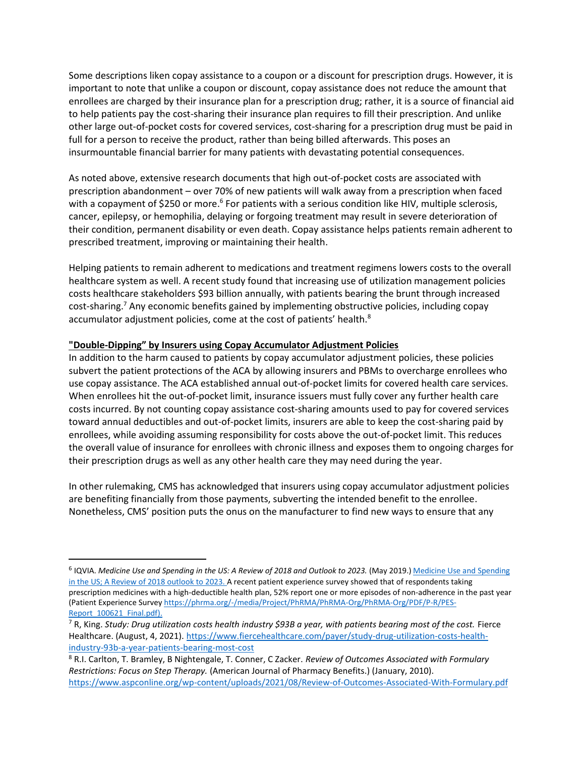Some descriptions liken copay assistance to a coupon or a discount for prescription drugs. However, it is important to note that unlike a coupon or discount, copay assistance does not reduce the amount that enrollees are charged by their insurance plan for a prescription drug; rather, it is a source of financial aid to help patients pay the cost-sharing their insurance plan requires to fill their prescription. And unlike other large out-of-pocket costs for covered services, cost-sharing for a prescription drug must be paid in full for a person to receive the product, rather than being billed afterwards. This poses an insurmountable financial barrier for many patients with devastating potential consequences.

As noted above, extensive research documents that high out-of-pocket costs are associated with prescription abandonment – over 70% of new patients will walk away from a prescription when faced with a copayment of $250 or more.[6] For patients with a serious condition like HIV, multiple sclerosis, cancer, epilepsy, or hemophilia, delaying or forgoing treatment may result in severe deterioration of their condition, permanent disability or even death. Copay assistance helps patients remain adherent to prescribed treatment, improving or maintaining their health.

Helping patients to remain adherent to medications and treatment regimens lowers costs to the overall healthcare system as well. A recent study found that increasing use of utilization management policies costs healthcare stakeholders $93 billion annually, with patients bearing the brunt through increased cost-sharing.[7] Any economic benefits gained by implementing obstructive policies, including copay accumulator adjustment policies, come at the cost of patients' health.[8]

**"Double-Dipping" by Insurers using Copay Accumulator Adjustment Policies**

In addition to the harm caused to patients by copay accumulator adjustment policies, these policies subvert the patient protections of the ACA by allowing insurers and PBMs to overcharge enrollees who use copay assistance. The ACA established annual out-of-pocket limits for covered health care services. When enrollees hit the out-of-pocket limit, insurance issuers must fully cover any further health care costs incurred. By not counting copay assistance cost-sharing amounts used to pay for covered services toward annual deductibles and out-of-pocket limits, insurers are able to keep the cost-sharing paid by enrollees, while avoiding assuming responsibility for costs above the out-of-pocket limit. This reduces the overall value of insurance for enrollees with chronic illness and exposes them to ongoing charges for their prescription drugs as well as any other health care they may need during the year.

In other rulemaking, CMS has acknowledged that insurers using copay accumulator adjustment policies are benefiting financially from those payments, subverting the intended benefit to the enrollee. Nonetheless, CMS' position puts the onus on the manufacturer to find new ways to ensure that any

---

[6] IQVIA. *Medicine Use and Spending in the US: A Review of 2018 and Outlook to 2023.* (May 2019.) [Medicine Use and Spending in the US; A Review of 2018 outlook to 2023.]() A recent patient experience survey showed that of respondents taking prescription medicines with a high-deductible health plan, 52% report one or more episodes of non-adherence in the past year (Patient Experience Survey https://phrma.org/-/media/Project/PhRMA/PhRMA-Org/PhRMA-Org/PDF/P-R/PES-Report_100621_Final.pdf).

[7] R, King. *Study: Drug utilization costs health industry $93B a year, with patients bearing most of the cost.* Fierce Healthcare. (August, 4, 2021). https://www.fiercehealthcare.com/payer/study-drug-utilization-costs-health-industry-93b-a-year-patients-bearing-most-cost

[8] R.I. Carlton, T. Bramley, B Nightengale, T. Conner, C Zacker. *Review of Outcomes Associated with Formulary Restrictions: Focus on Step Therapy.* (American Journal of Pharmacy Benefits.) (January, 2010). https://www.aspconline.org/wp-content/uploads/2021/08/Review-of-Outcomes-Associated-With-Formulary.pdf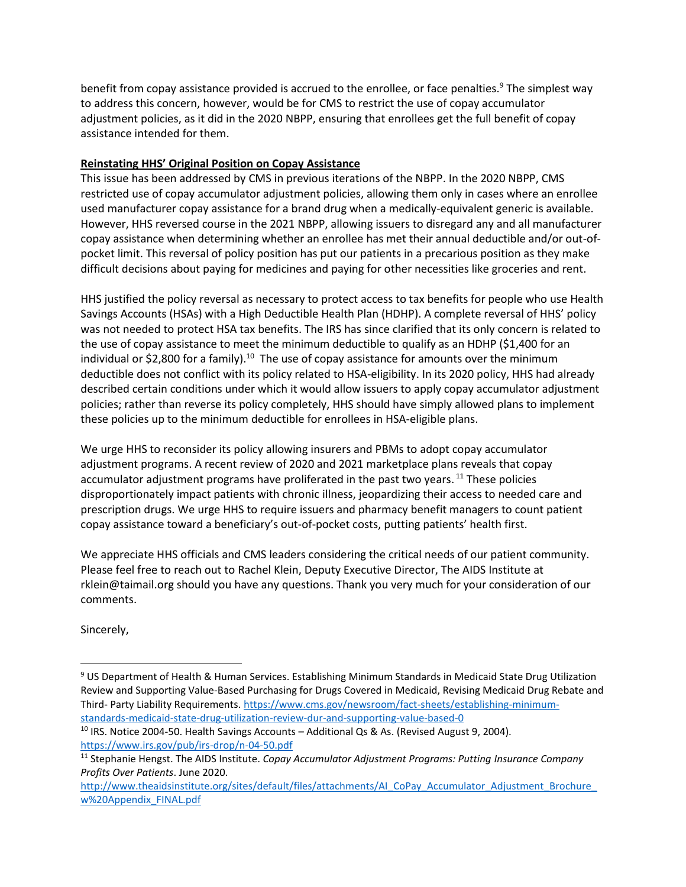benefit from copay assistance provided is accrued to the enrollee, or face penalties.[9] The simplest way to address this concern, however, would be for CMS to restrict the use of copay accumulator adjustment policies, as it did in the 2020 NBPP, ensuring that enrollees get the full benefit of copay assistance intended for them.

**Reinstating HHS' Original Position on Copay Assistance**

This issue has been addressed by CMS in previous iterations of the NBPP. In the 2020 NBPP, CMS restricted use of copay accumulator adjustment policies, allowing them only in cases where an enrollee used manufacturer copay assistance for a brand drug when a medically-equivalent generic is available. However, HHS reversed course in the 2021 NBPP, allowing issuers to disregard any and all manufacturer copay assistance when determining whether an enrollee has met their annual deductible and/or out-of-pocket limit. This reversal of policy position has put our patients in a precarious position as they make difficult decisions about paying for medicines and paying for other necessities like groceries and rent.

HHS justified the policy reversal as necessary to protect access to tax benefits for people who use Health Savings Accounts (HSAs) with a High Deductible Health Plan (HDHP). A complete reversal of HHS' policy was not needed to protect HSA tax benefits. The IRS has since clarified that its only concern is related to the use of copay assistance to meet the minimum deductible to qualify as an HDHP ($1,400 for an individual or $2,800 for a family).[10] The use of copay assistance for amounts over the minimum deductible does not conflict with its policy related to HSA-eligibility. In its 2020 policy, HHS had already described certain conditions under which it would allow issuers to apply copay accumulator adjustment policies; rather than reverse its policy completely, HHS should have simply allowed plans to implement these policies up to the minimum deductible for enrollees in HSA-eligible plans.

We urge HHS to reconsider its policy allowing insurers and PBMs to adopt copay accumulator adjustment programs. A recent review of 2020 and 2021 marketplace plans reveals that copay accumulator adjustment programs have proliferated in the past two years.[11] These policies disproportionately impact patients with chronic illness, jeopardizing their access to needed care and prescription drugs. We urge HHS to require issuers and pharmacy benefit managers to count patient copay assistance toward a beneficiary's out-of-pocket costs, putting patients' health first.

We appreciate HHS officials and CMS leaders considering the critical needs of our patient community. Please feel free to reach out to Rachel Klein, Deputy Executive Director, The AIDS Institute at rklein@taimail.org should you have any questions. Thank you very much for your consideration of our comments.

Sincerely,

---

[9] US Department of Health & Human Services. Establishing Minimum Standards in Medicaid State Drug Utilization Review and Supporting Value-Based Purchasing for Drugs Covered in Medicaid, Revising Medicaid Drug Rebate and Third- Party Liability Requirements. https://www.cms.gov/newsroom/fact-sheets/establishing-minimum-standards-medicaid-state-drug-utilization-review-dur-and-supporting-value-based-0

[10] IRS. Notice 2004-50. Health Savings Accounts – Additional Qs & As. (Revised August 9, 2004). https://www.irs.gov/pub/irs-drop/n-04-50.pdf

[11] Stephanie Hengst. The AIDS Institute. *Copay Accumulator Adjustment Programs: Putting Insurance Company Profits Over Patients*. June 2020. http://www.theaidsinstitute.org/sites/default/files/attachments/AI_CoPay_Accumulator_Adjustment_Brochure_w%20Appendix_FINAL.pdf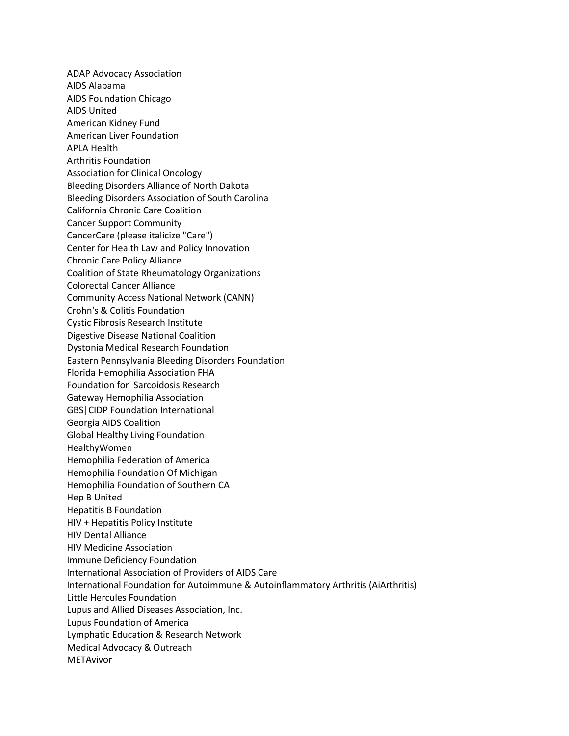ADAP Advocacy Association
AIDS Alabama
AIDS Foundation Chicago
AIDS United
American Kidney Fund
American Liver Foundation
APLA Health
Arthritis Foundation
Association for Clinical Oncology
Bleeding Disorders Alliance of North Dakota
Bleeding Disorders Association of South Carolina
California Chronic Care Coalition
Cancer Support Community
CancerCare (please italicize "Care")
Center for Health Law and Policy Innovation
Chronic Care Policy Alliance
Coalition of State Rheumatology Organizations
Colorectal Cancer Alliance
Community Access National Network (CANN)
Crohn's & Colitis Foundation
Cystic Fibrosis Research Institute
Digestive Disease National Coalition
Dystonia Medical Research Foundation
Eastern Pennsylvania Bleeding Disorders Foundation
Florida Hemophilia Association FHA
Foundation for  Sarcoidosis Research
Gateway Hemophilia Association
GBS|CIDP Foundation International
Georgia AIDS Coalition
Global Healthy Living Foundation
HealthyWomen
Hemophilia Federation of America
Hemophilia Foundation Of Michigan
Hemophilia Foundation of Southern CA
Hep B United
Hepatitis B Foundation
HIV + Hepatitis Policy Institute
HIV Dental Alliance
HIV Medicine Association
Immune Deficiency Foundation
International Association of Providers of AIDS Care
International Foundation for Autoimmune & Autoinflammatory Arthritis (AiArthritis)
Little Hercules Foundation
Lupus and Allied Diseases Association, Inc.
Lupus Foundation of America
Lymphatic Education & Research Network
Medical Advocacy & Outreach
METAvivor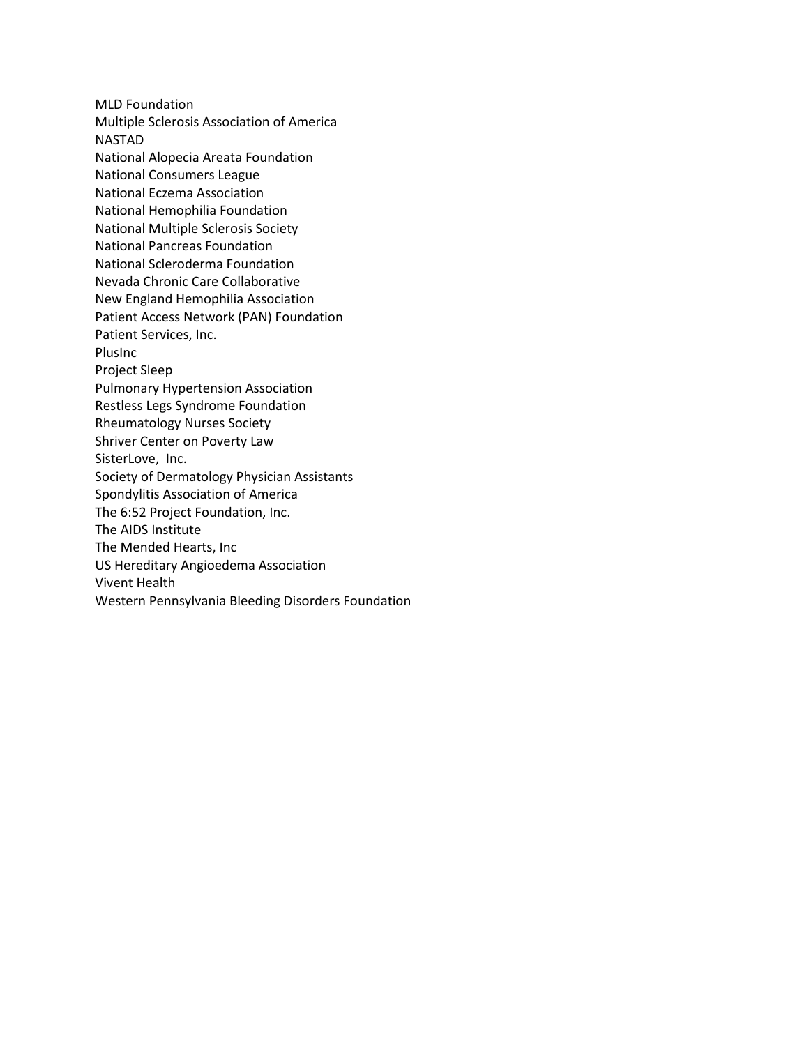MLD Foundation
Multiple Sclerosis Association of America
NASTAD
National Alopecia Areata Foundation
National Consumers League
National Eczema Association
National Hemophilia Foundation
National Multiple Sclerosis Society
National Pancreas Foundation
National Scleroderma Foundation
Nevada Chronic Care Collaborative
New England Hemophilia Association
Patient Access Network (PAN) Foundation
Patient Services, Inc.
PlusInc
Project Sleep
Pulmonary Hypertension Association
Restless Legs Syndrome Foundation
Rheumatology Nurses Society
Shriver Center on Poverty Law
SisterLove, Inc.
Society of Dermatology Physician Assistants
Spondylitis Association of America
The 6:52 Project Foundation, Inc.
The AIDS Institute
The Mended Hearts, Inc
US Hereditary Angioedema Association
Vivent Health
Western Pennsylvania Bleeding Disorders Foundation